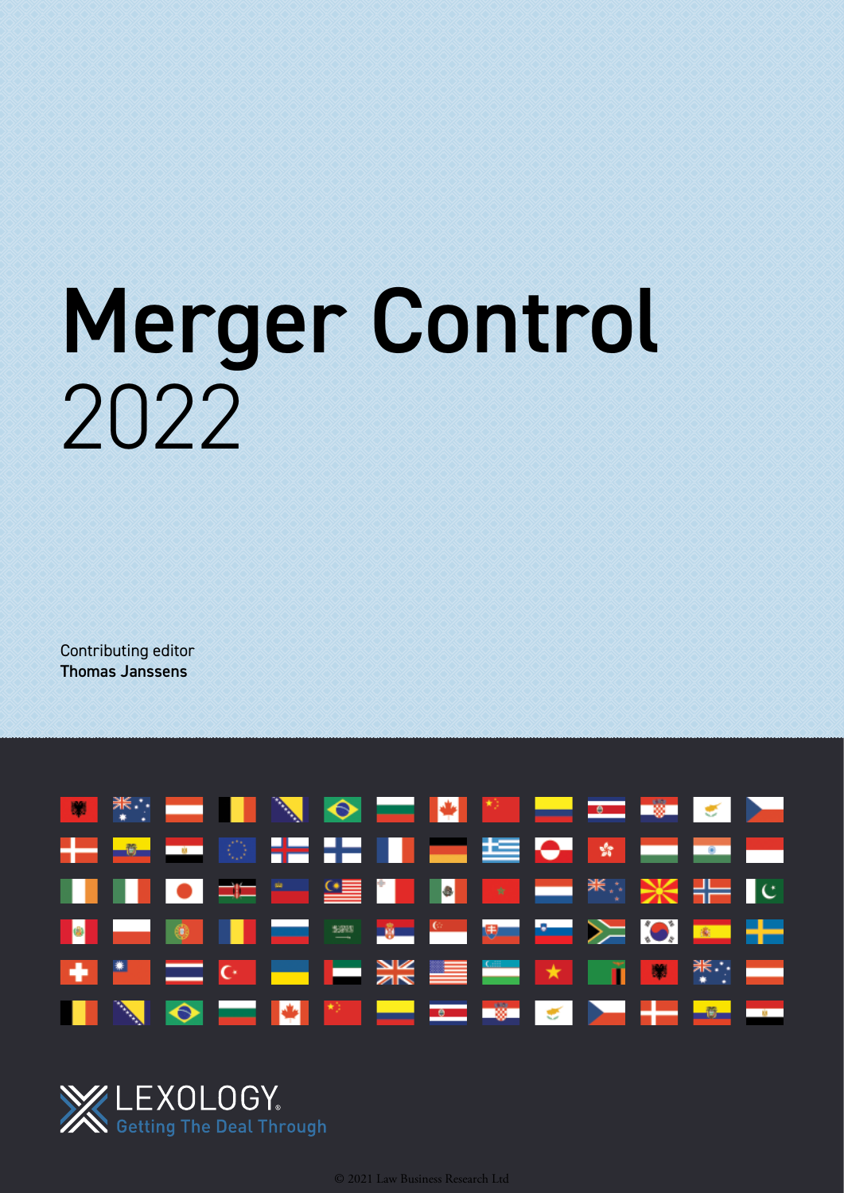# Merger Control
2022

Contributing editor
**Thomas Janssens**

LEXOLOGY
Getting The Deal Through

© 2021 Law Business Research Ltd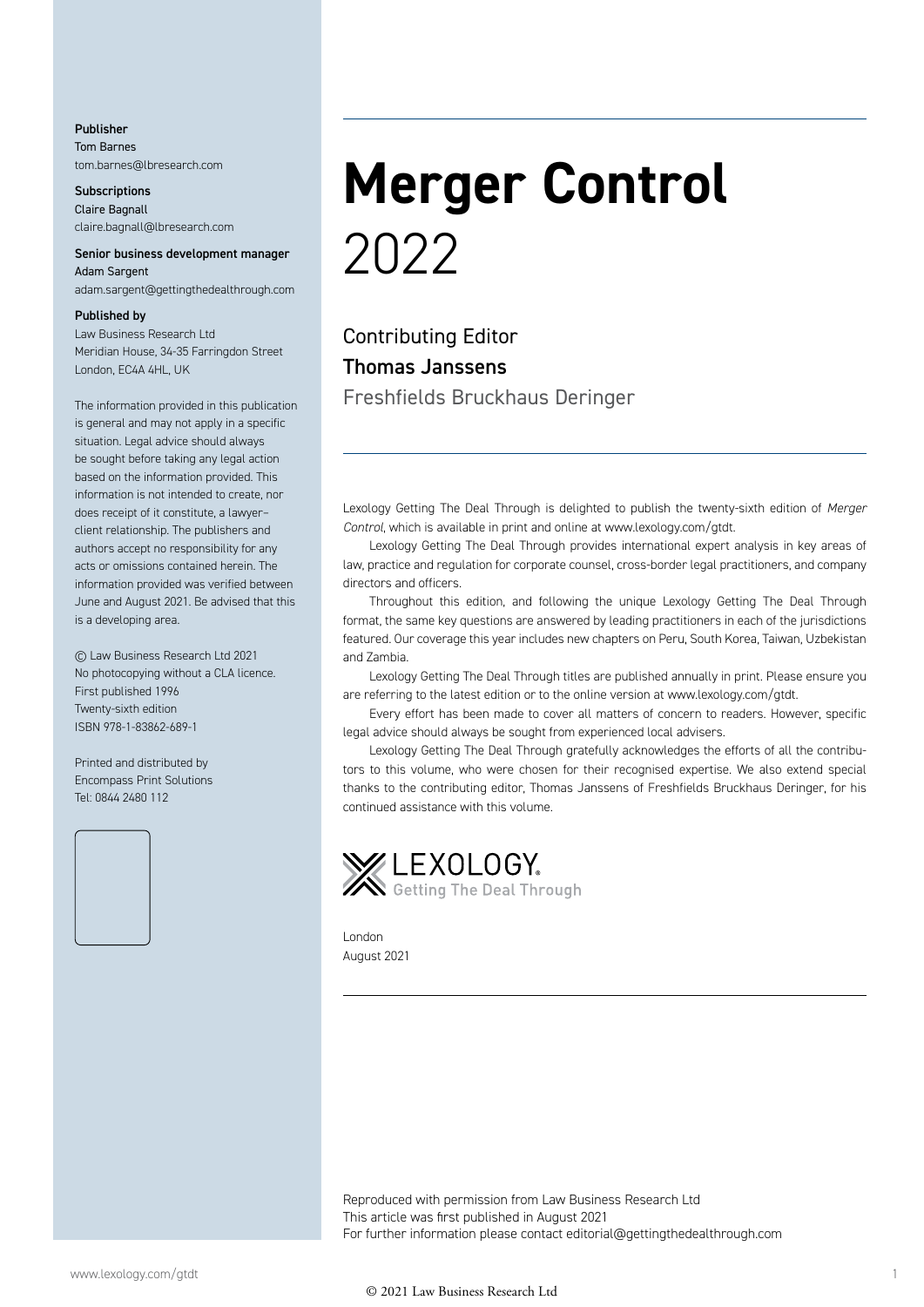**Publisher**
Tom Barnes
tom.barnes@lbresearch.com

**Subscriptions**
Claire Bagnall
claire.bagnall@lbresearch.com

**Senior business development manager**
Adam Sargent
adam.sargent@gettingthedealthrough.com

**Published by**
Law Business Research Ltd
Meridian House, 34-35 Farringdon Street
London, EC4A 4HL, UK

The information provided in this publication is general and may not apply in a specific situation. Legal advice should always be sought before taking any legal action based on the information provided. This information is not intended to create, nor does receipt of it constitute, a lawyer–client relationship. The publishers and authors accept no responsibility for any acts or omissions contained herein. The information provided was verified between June and August 2021. Be advised that this is a developing area.

© Law Business Research Ltd 2021
No photocopying without a CLA licence.
First published 1996
Twenty-sixth edition
ISBN 978-1-83862-689-1

Printed and distributed by
Encompass Print Solutions
Tel: 0844 2480 112

# Merger Control 2022

Contributing Editor
**Thomas Janssens**
Freshfields Bruckhaus Deringer

Lexology Getting The Deal Through is delighted to publish the twenty-sixth edition of *Merger Control*, which is available in print and online at www.lexology.com/gtdt.

Lexology Getting The Deal Through provides international expert analysis in key areas of law, practice and regulation for corporate counsel, cross-border legal practitioners, and company directors and officers.

Throughout this edition, and following the unique Lexology Getting The Deal Through format, the same key questions are answered by leading practitioners in each of the jurisdictions featured. Our coverage this year includes new chapters on Peru, South Korea, Taiwan, Uzbekistan and Zambia.

Lexology Getting The Deal Through titles are published annually in print. Please ensure you are referring to the latest edition or to the online version at www.lexology.com/gtdt.

Every effort has been made to cover all matters of concern to readers. However, specific legal advice should always be sought from experienced local advisers.

Lexology Getting The Deal Through gratefully acknowledges the efforts of all the contributors to this volume, who were chosen for their recognised expertise. We also extend special thanks to the contributing editor, Thomas Janssens of Freshfields Bruckhaus Deringer, for his continued assistance with this volume.

LEXOLOGY Getting The Deal Through

London
August 2021

Reproduced with permission from Law Business Research Ltd
This article was first published in August 2021
For further information please contact editorial@gettingthedealthrough.com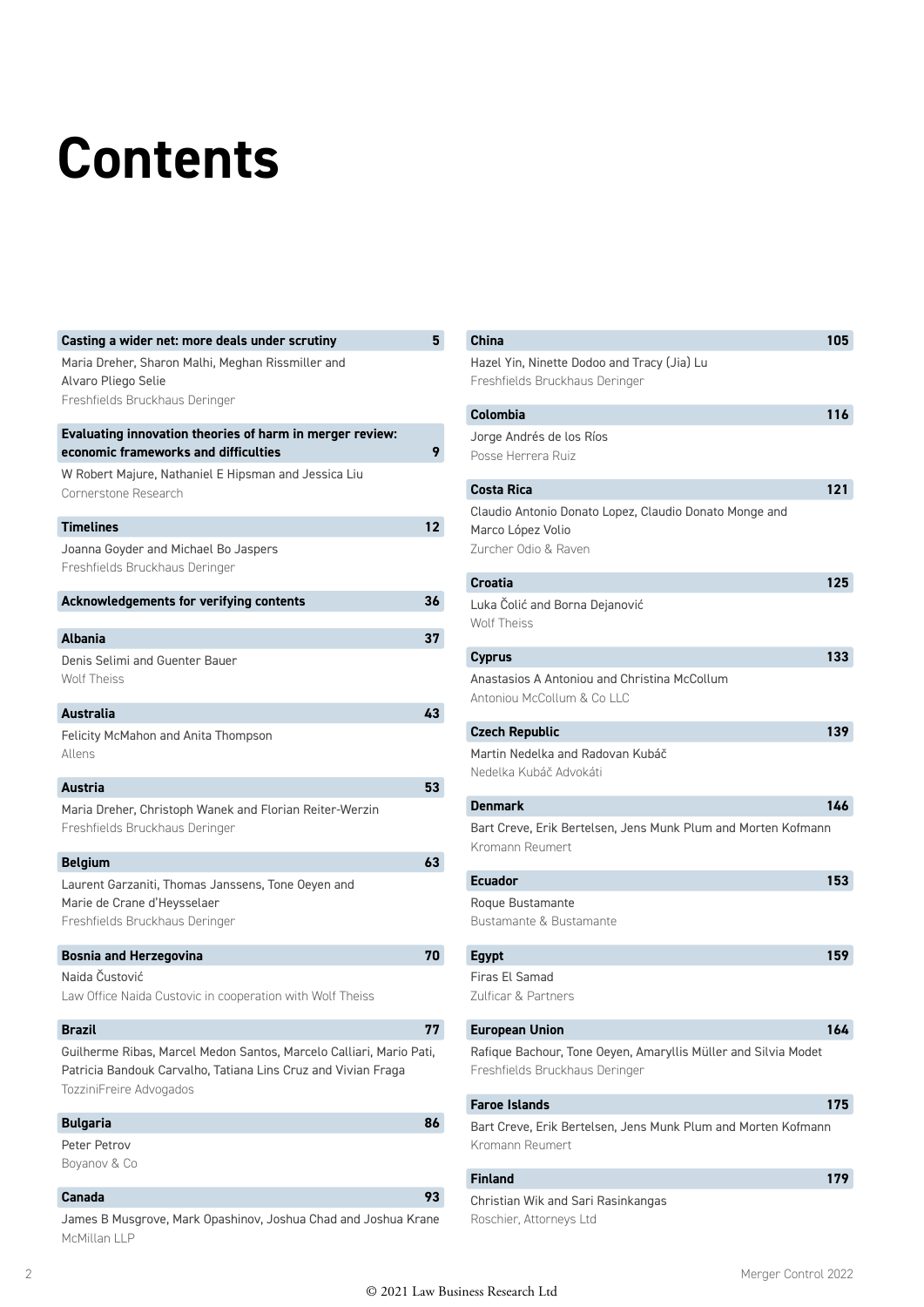# Contents

**Casting a wider net: more deals under scrutiny** **5**
Maria Dreher, Sharon Malhi, Meghan Rissmiller and Alvaro Pliego Selie
Freshfields Bruckhaus Deringer

**Evaluating innovation theories of harm in merger review: economic frameworks and difficulties** **9**
W Robert Majure, Nathaniel E Hipsman and Jessica Liu
Cornerstone Research

**Timelines** **12**
Joanna Goyder and Michael Bo Jaspers
Freshfields Bruckhaus Deringer

**Acknowledgements for verifying contents** **36**

**Albania** **37**
Denis Selimi and Guenter Bauer
Wolf Theiss

**Australia** **43**
Felicity McMahon and Anita Thompson
Allens

**Austria** **53**
Maria Dreher, Christoph Wanek and Florian Reiter-Werzin
Freshfields Bruckhaus Deringer

**Belgium** **63**
Laurent Garzaniti, Thomas Janssens, Tone Oeyen and Marie de Crane d'Heysselaer
Freshfields Bruckhaus Deringer

**Bosnia and Herzegovina** **70**
Naida Čustović
Law Office Naida Custovic in cooperation with Wolf Theiss

**Brazil** **77**
Guilherme Ribas, Marcel Medon Santos, Marcelo Calliari, Mario Pati, Patricia Bandouk Carvalho, Tatiana Lins Cruz and Vivian Fraga
TozziniFreire Advogados

**Bulgaria** **86**
Peter Petrov
Boyanov & Co

**Canada** **93**
James B Musgrove, Mark Opashinov, Joshua Chad and Joshua Krane
McMillan LLP

**China** **105**
Hazel Yin, Ninette Dodoo and Tracy (Jia) Lu
Freshfields Bruckhaus Deringer

**Colombia** **116**
Jorge Andrés de los Ríos
Posse Herrera Ruiz

**Costa Rica** **121**
Claudio Antonio Donato Lopez, Claudio Donato Monge and Marco López Volio
Zurcher Odio & Raven

**Croatia** **125**
Luka Čolić and Borna Dejanović
Wolf Theiss

**Cyprus** **133**
Anastasios A Antoniou and Christina McCollum
Antoniou McCollum & Co LLC

**Czech Republic** **139**
Martin Nedelka and Radovan Kubáč
Nedelka Kubáč Advokáti

**Denmark** **146**
Bart Creve, Erik Bertelsen, Jens Munk Plum and Morten Kofmann
Kromann Reumert

**Ecuador** **153**
Roque Bustamante
Bustamante & Bustamante

**Egypt** **159**
Firas El Samad
Zulficar & Partners

**European Union** **164**
Rafique Bachour, Tone Oeyen, Amaryllis Müller and Silvia Modet
Freshfields Bruckhaus Deringer

**Faroe Islands** **175**
Bart Creve, Erik Bertelsen, Jens Munk Plum and Morten Kofmann
Kromann Reumert

**Finland** **179**
Christian Wik and Sari Rasinkangas
Roschier, Attorneys Ltd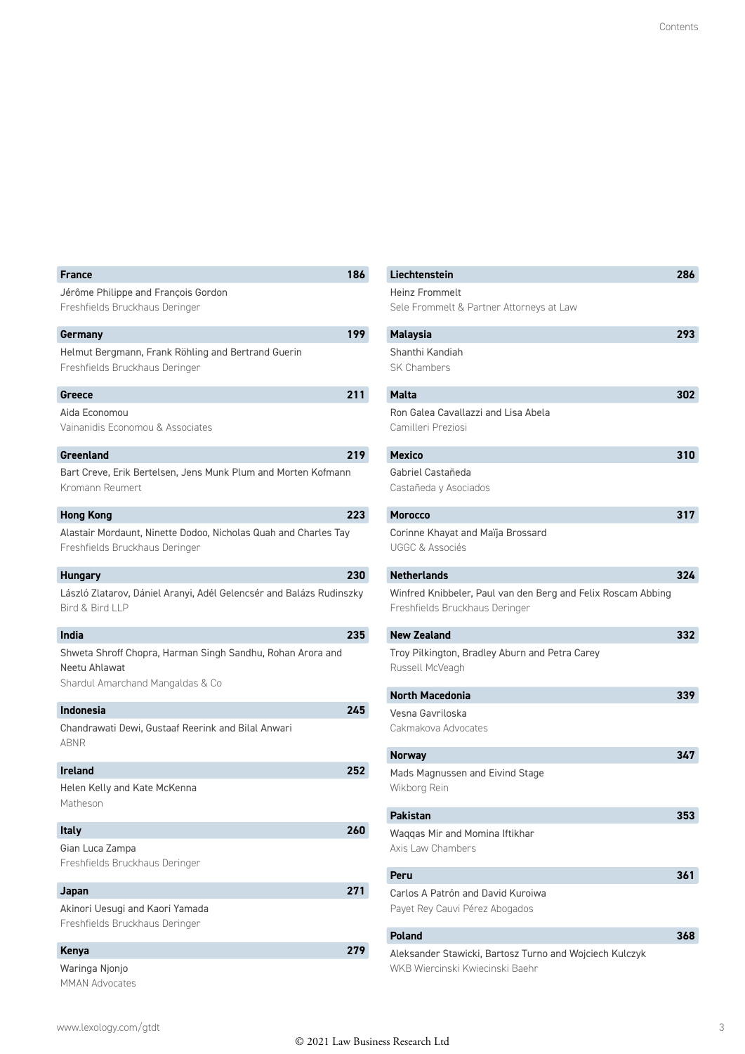**France** 186
Jérôme Philippe and François Gordon
Freshfields Bruckhaus Deringer

**Germany** 199
Helmut Bergmann, Frank Röhling and Bertrand Guerin
Freshfields Bruckhaus Deringer

**Greece** 211
Aida Economou
Vainanidis Economou & Associates

**Greenland** 219
Bart Creve, Erik Bertelsen, Jens Munk Plum and Morten Kofmann
Kromann Reumert

**Hong Kong** 223
Alastair Mordaunt, Ninette Dodoo, Nicholas Quah and Charles Tay
Freshfields Bruckhaus Deringer

**Hungary** 230
László Zlatarov, Dániel Aranyi, Adél Gelencsér and Balázs Rudinszky
Bird & Bird LLP

**India** 235
Shweta Shroff Chopra, Harman Singh Sandhu, Rohan Arora and Neetu Ahlawat
Shardul Amarchand Mangaldas & Co

**Indonesia** 245
Chandrawati Dewi, Gustaaf Reerink and Bilal Anwari
ABNR

**Ireland** 252
Helen Kelly and Kate McKenna
Matheson

**Italy** 260
Gian Luca Zampa
Freshfields Bruckhaus Deringer

**Japan** 271
Akinori Uesugi and Kaori Yamada
Freshfields Bruckhaus Deringer

**Kenya** 279
Waringa Njonjo
MMAN Advocates

**Liechtenstein** 286
Heinz Frommelt
Sele Frommelt & Partner Attorneys at Law

**Malaysia** 293
Shanthi Kandiah
SK Chambers

**Malta** 302
Ron Galea Cavallazzi and Lisa Abela
Camilleri Preziosi

**Mexico** 310
Gabriel Castañeda
Castañeda y Asociados

**Morocco** 317
Corinne Khayat and Maïja Brossard
UGGC & Associés

**Netherlands** 324
Winfred Knibbeler, Paul van den Berg and Felix Roscam Abbing
Freshfields Bruckhaus Deringer

**New Zealand** 332
Troy Pilkington, Bradley Aburn and Petra Carey
Russell McVeagh

**North Macedonia** 339
Vesna Gavriloska
Cakmakova Advocates

**Norway** 347
Mads Magnussen and Eivind Stage
Wikborg Rein

**Pakistan** 353
Waqqas Mir and Momina Iftikhar
Axis Law Chambers

**Peru** 361
Carlos A Patrón and David Kuroiwa
Payet Rey Cauvi Pérez Abogados

**Poland** 368
Aleksander Stawicki, Bartosz Turno and Wojciech Kulczyk
WKB Wiercinski Kwiecinski Baehr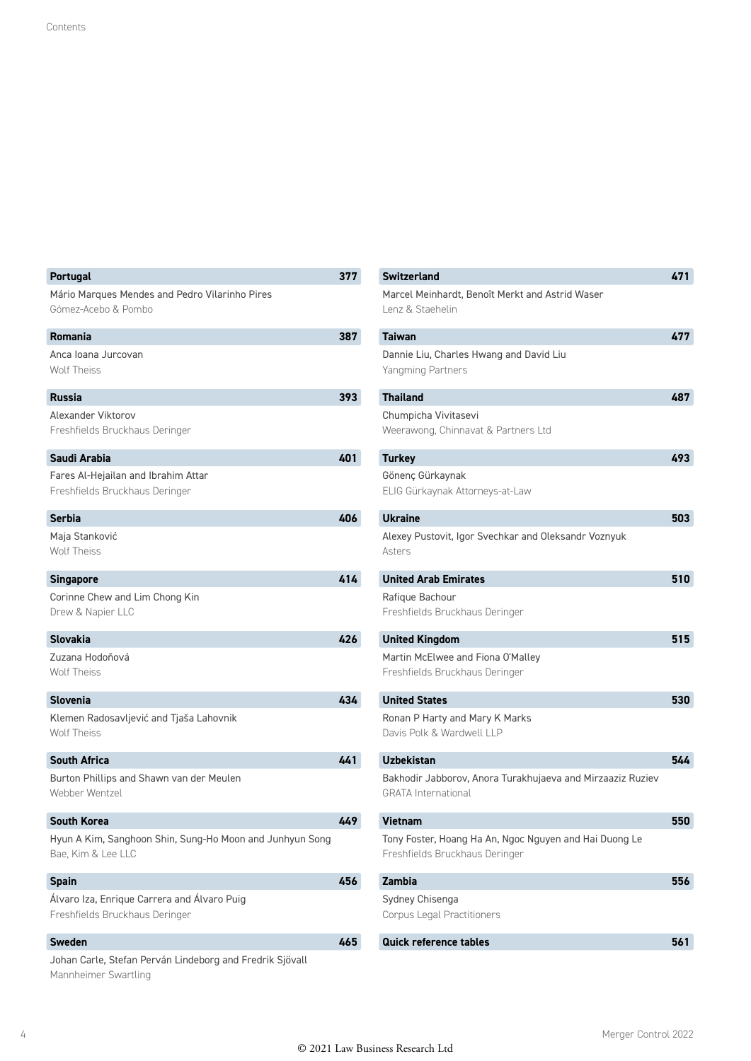**Portugal** 377

Mário Marques Mendes and Pedro Vilarinho Pires
Gómez-Acebo & Pombo

**Romania** 387

Anca Ioana Jurcovan
Wolf Theiss

**Russia** 393

Alexander Viktorov
Freshfields Bruckhaus Deringer

**Saudi Arabia** 401

Fares Al-Hejailan and Ibrahim Attar
Freshfields Bruckhaus Deringer

**Serbia** 406

Maja Stanković
Wolf Theiss

**Singapore** 414

Corinne Chew and Lim Chong Kin
Drew & Napier LLC

**Slovakia** 426

Zuzana Hodoňová
Wolf Theiss

**Slovenia** 434

Klemen Radosavljević and Tjaša Lahovnik
Wolf Theiss

**South Africa** 441

Burton Phillips and Shawn van der Meulen
Webber Wentzel

**South Korea** 449

Hyun A Kim, Sanghoon Shin, Sung-Ho Moon and Junhyun Song
Bae, Kim & Lee LLC

**Spain** 456

Álvaro Iza, Enrique Carrera and Álvaro Puig
Freshfields Bruckhaus Deringer

**Sweden** 465

Johan Carle, Stefan Perván Lindeborg and Fredrik Sjövall
Mannheimer Swartling

**Switzerland** 471

Marcel Meinhardt, Benoît Merkt and Astrid Waser
Lenz & Staehelin

**Taiwan** 477

Dannie Liu, Charles Hwang and David Liu
Yangming Partners

**Thailand** 487

Chumpicha Vivitasevi
Weerawong, Chinnavat & Partners Ltd

**Turkey** 493

Gönenç Gürkaynak
ELIG Gürkaynak Attorneys-at-Law

**Ukraine** 503

Alexey Pustovit, Igor Svechkar and Oleksandr Voznyuk
Asters

**United Arab Emirates** 510

Rafique Bachour
Freshfields Bruckhaus Deringer

**United Kingdom** 515

Martin McElwee and Fiona O'Malley
Freshfields Bruckhaus Deringer

**United States** 530

Ronan P Harty and Mary K Marks
Davis Polk & Wardwell LLP

**Uzbekistan** 544

Bakhodir Jabborov, Anora Turakhujaeva and Mirzaaziz Ruziev
GRATA International

**Vietnam** 550

Tony Foster, Hoang Ha An, Ngoc Nguyen and Hai Duong Le
Freshfields Bruckhaus Deringer

**Zambia** 556

Sydney Chisenga
Corpus Legal Practitioners

**Quick reference tables** 561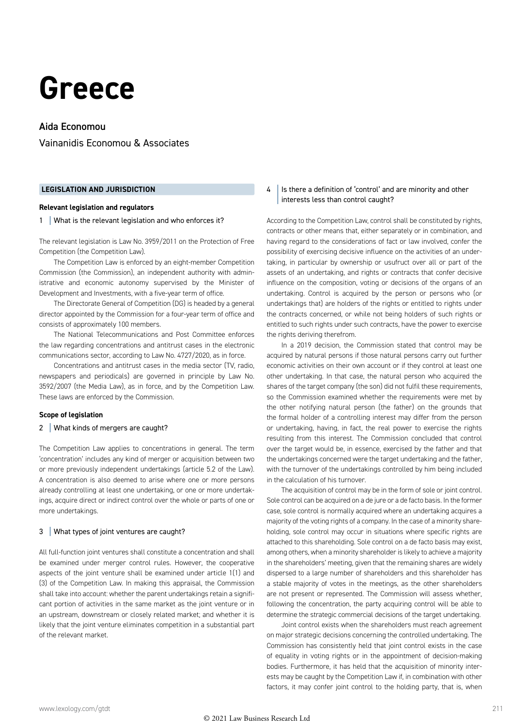# Greece

**Aida Economou**

Vainanidis Economou & Associates

## LEGISLATION AND JURISDICTION

### Relevant legislation and regulators

#### 1 What is the relevant legislation and who enforces it?

The relevant legislation is Law No. 3959/2011 on the Protection of Free Competition (the Competition Law).

The Competition Law is enforced by an eight-member Competition Commission (the Commission), an independent authority with administrative and economic autonomy supervised by the Minister of Development and Investments, with a five-year term of office.

The Directorate General of Competition (DG) is headed by a general director appointed by the Commission for a four-year term of office and consists of approximately 100 members.

The National Telecommunications and Post Committee enforces the law regarding concentrations and antitrust cases in the electronic communications sector, according to Law No. 4727/2020, as in force.

Concentrations and antitrust cases in the media sector (TV, radio, newspapers and periodicals) are governed in principle by Law No. 3592/2007 (the Media Law), as in force, and by the Competition Law. These laws are enforced by the Commission.

### Scope of legislation

#### 2 What kinds of mergers are caught?

The Competition Law applies to concentrations in general. The term 'concentration' includes any kind of merger or acquisition between two or more previously independent undertakings (article 5.2 of the Law). A concentration is also deemed to arise where one or more persons already controlling at least one undertaking, or one or more undertakings, acquire direct or indirect control over the whole or parts of one or more undertakings.

#### 3 What types of joint ventures are caught?

All full-function joint ventures shall constitute a concentration and shall be examined under merger control rules. However, the cooperative aspects of the joint venture shall be examined under article 1(1) and (3) of the Competition Law. In making this appraisal, the Commission shall take into account: whether the parent undertakings retain a significant portion of activities in the same market as the joint venture or in an upstream, downstream or closely related market; and whether it is likely that the joint venture eliminates competition in a substantial part of the relevant market.

#### 4 Is there a definition of 'control' and are minority and other interests less than control caught?

According to the Competition Law, control shall be constituted by rights, contracts or other means that, either separately or in combination, and having regard to the considerations of fact or law involved, confer the possibility of exercising decisive influence on the activities of an undertaking, in particular by ownership or usufruct over all or part of the assets of an undertaking, and rights or contracts that confer decisive influence on the composition, voting or decisions of the organs of an undertaking. Control is acquired by the person or persons who (or undertakings that) are holders of the rights or entitled to rights under the contracts concerned, or while not being holders of such rights or entitled to such rights under such contracts, have the power to exercise the rights deriving therefrom.

In a 2019 decision, the Commission stated that control may be acquired by natural persons if those natural persons carry out further economic activities on their own account or if they control at least one other undertaking. In that case, the natural person who acquired the shares of the target company (the son) did not fulfil these requirements, so the Commission examined whether the requirements were met by the other notifying natural person (the father) on the grounds that the formal holder of a controlling interest may differ from the person or undertaking, having, in fact, the real power to exercise the rights resulting from this interest. The Commission concluded that control over the target would be, in essence, exercised by the father and that the undertakings concerned were the target undertaking and the father, with the turnover of the undertakings controlled by him being included in the calculation of his turnover.

The acquisition of control may be in the form of sole or joint control. Sole control can be acquired on a de jure or a de facto basis. In the former case, sole control is normally acquired where an undertaking acquires a majority of the voting rights of a company. In the case of a minority shareholding, sole control may occur in situations where specific rights are attached to this shareholding. Sole control on a de facto basis may exist, among others, when a minority shareholder is likely to achieve a majority in the shareholders' meeting, given that the remaining shares are widely dispersed to a large number of shareholders and this shareholder has a stable majority of votes in the meetings, as the other shareholders are not present or represented. The Commission will assess whether, following the concentration, the party acquiring control will be able to determine the strategic commercial decisions of the target undertaking.

Joint control exists when the shareholders must reach agreement on major strategic decisions concerning the controlled undertaking. The Commission has consistently held that joint control exists in the case of equality in voting rights or in the appointment of decision-making bodies. Furthermore, it has held that the acquisition of minority interests may be caught by the Competition Law if, in combination with other factors, it may confer joint control to the holding party, that is, when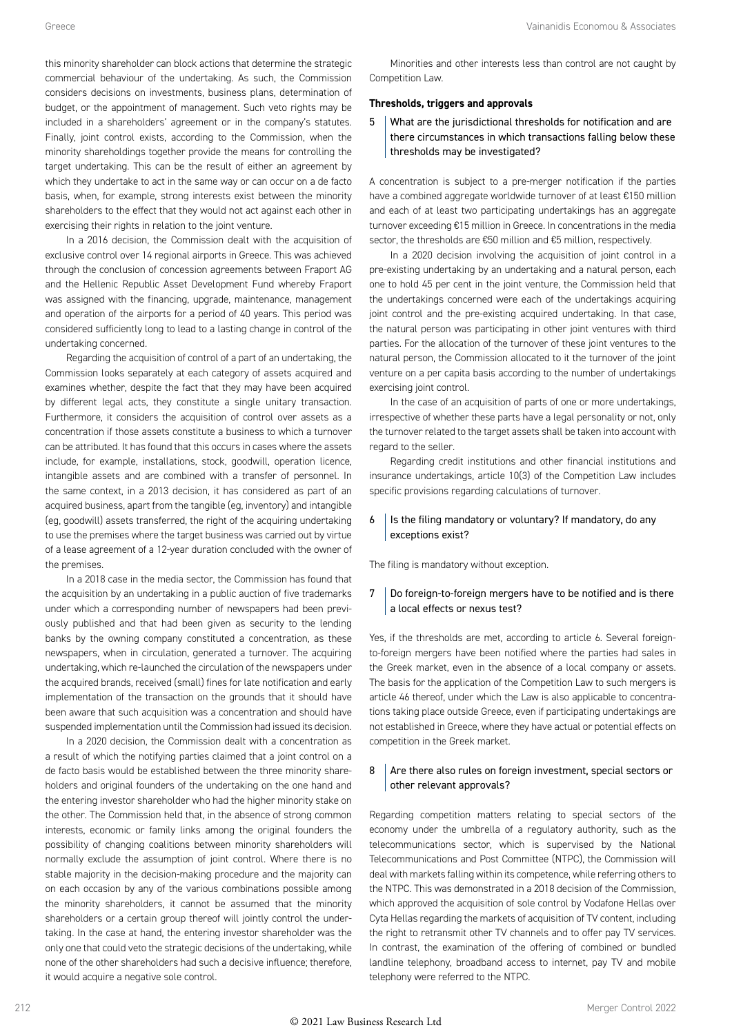this minority shareholder can block actions that determine the strategic commercial behaviour of the undertaking. As such, the Commission considers decisions on investments, business plans, determination of budget, or the appointment of management. Such veto rights may be included in a shareholders' agreement or in the company's statutes. Finally, joint control exists, according to the Commission, when the minority shareholdings together provide the means for controlling the target undertaking. This can be the result of either an agreement by which they undertake to act in the same way or can occur on a de facto basis, when, for example, strong interests exist between the minority shareholders to the effect that they would not act against each other in exercising their rights in relation to the joint venture.

In a 2016 decision, the Commission dealt with the acquisition of exclusive control over 14 regional airports in Greece. This was achieved through the conclusion of concession agreements between Fraport AG and the Hellenic Republic Asset Development Fund whereby Fraport was assigned with the financing, upgrade, maintenance, management and operation of the airports for a period of 40 years. This period was considered sufficiently long to lead to a lasting change in control of the undertaking concerned.

Regarding the acquisition of control of a part of an undertaking, the Commission looks separately at each category of assets acquired and examines whether, despite the fact that they may have been acquired by different legal acts, they constitute a single unitary transaction. Furthermore, it considers the acquisition of control over assets as a concentration if those assets constitute a business to which a turnover can be attributed. It has found that this occurs in cases where the assets include, for example, installations, stock, goodwill, operation licence, intangible assets and are combined with a transfer of personnel. In the same context, in a 2013 decision, it has considered as part of an acquired business, apart from the tangible (eg, inventory) and intangible (eg, goodwill) assets transferred, the right of the acquiring undertaking to use the premises where the target business was carried out by virtue of a lease agreement of a 12-year duration concluded with the owner of the premises.

In a 2018 case in the media sector, the Commission has found that the acquisition by an undertaking in a public auction of five trademarks under which a corresponding number of newspapers had been previously published and that had been given as security to the lending banks by the owning company constituted a concentration, as these newspapers, when in circulation, generated a turnover. The acquiring undertaking, which re-launched the circulation of the newspapers under the acquired brands, received (small) fines for late notification and early implementation of the transaction on the grounds that it should have been aware that such acquisition was a concentration and should have suspended implementation until the Commission had issued its decision.

In a 2020 decision, the Commission dealt with a concentration as a result of which the notifying parties claimed that a joint control on a de facto basis would be established between the three minority shareholders and original founders of the undertaking on the one hand and the entering investor shareholder who had the higher minority stake on the other. The Commission held that, in the absence of strong common interests, economic or family links among the original founders the possibility of changing coalitions between minority shareholders will normally exclude the assumption of joint control. Where there is no stable majority in the decision-making procedure and the majority can on each occasion by any of the various combinations possible among the minority shareholders, it cannot be assumed that the minority shareholders or a certain group thereof will jointly control the undertaking. In the case at hand, the entering investor shareholder was the only one that could veto the strategic decisions of the undertaking, while none of the other shareholders had such a decisive influence; therefore, it would acquire a negative sole control.

Minorities and other interests less than control are not caught by Competition Law.

### Thresholds, triggers and approvals

#### 5 What are the jurisdictional thresholds for notification and are there circumstances in which transactions falling below these thresholds may be investigated?

A concentration is subject to a pre-merger notification if the parties have a combined aggregate worldwide turnover of at least €150 million and each of at least two participating undertakings has an aggregate turnover exceeding €15 million in Greece. In concentrations in the media sector, the thresholds are €50 million and €5 million, respectively.

In a 2020 decision involving the acquisition of joint control in a pre-existing undertaking by an undertaking and a natural person, each one to hold 45 per cent in the joint venture, the Commission held that the undertakings concerned were each of the undertakings acquiring joint control and the pre-existing acquired undertaking. In that case, the natural person was participating in other joint ventures with third parties. For the allocation of the turnover of these joint ventures to the natural person, the Commission allocated to it the turnover of the joint venture on a per capita basis according to the number of undertakings exercising joint control.

In the case of an acquisition of parts of one or more undertakings, irrespective of whether these parts have a legal personality or not, only the turnover related to the target assets shall be taken into account with regard to the seller.

Regarding credit institutions and other financial institutions and insurance undertakings, article 10(3) of the Competition Law includes specific provisions regarding calculations of turnover.

#### 6 Is the filing mandatory or voluntary? If mandatory, do any exceptions exist?

The filing is mandatory without exception.

#### 7 Do foreign-to-foreign mergers have to be notified and is there a local effects or nexus test?

Yes, if the thresholds are met, according to article 6. Several foreign-to-foreign mergers have been notified where the parties had sales in the Greek market, even in the absence of a local company or assets. The basis for the application of the Competition Law to such mergers is article 46 thereof, under which the Law is also applicable to concentrations taking place outside Greece, even if participating undertakings are not established in Greece, where they have actual or potential effects on competition in the Greek market.

#### 8 Are there also rules on foreign investment, special sectors or other relevant approvals?

Regarding competition matters relating to special sectors of the economy under the umbrella of a regulatory authority, such as the telecommunications sector, which is supervised by the National Telecommunications and Post Committee (NTPC), the Commission will deal with markets falling within its competence, while referring others to the NTPC. This was demonstrated in a 2018 decision of the Commission, which approved the acquisition of sole control by Vodafone Hellas over Cyta Hellas regarding the markets of acquisition of TV content, including the right to retransmit other TV channels and to offer pay TV services. In contrast, the examination of the offering of combined or bundled landline telephony, broadband access to internet, pay TV and mobile telephony were referred to the NTPC.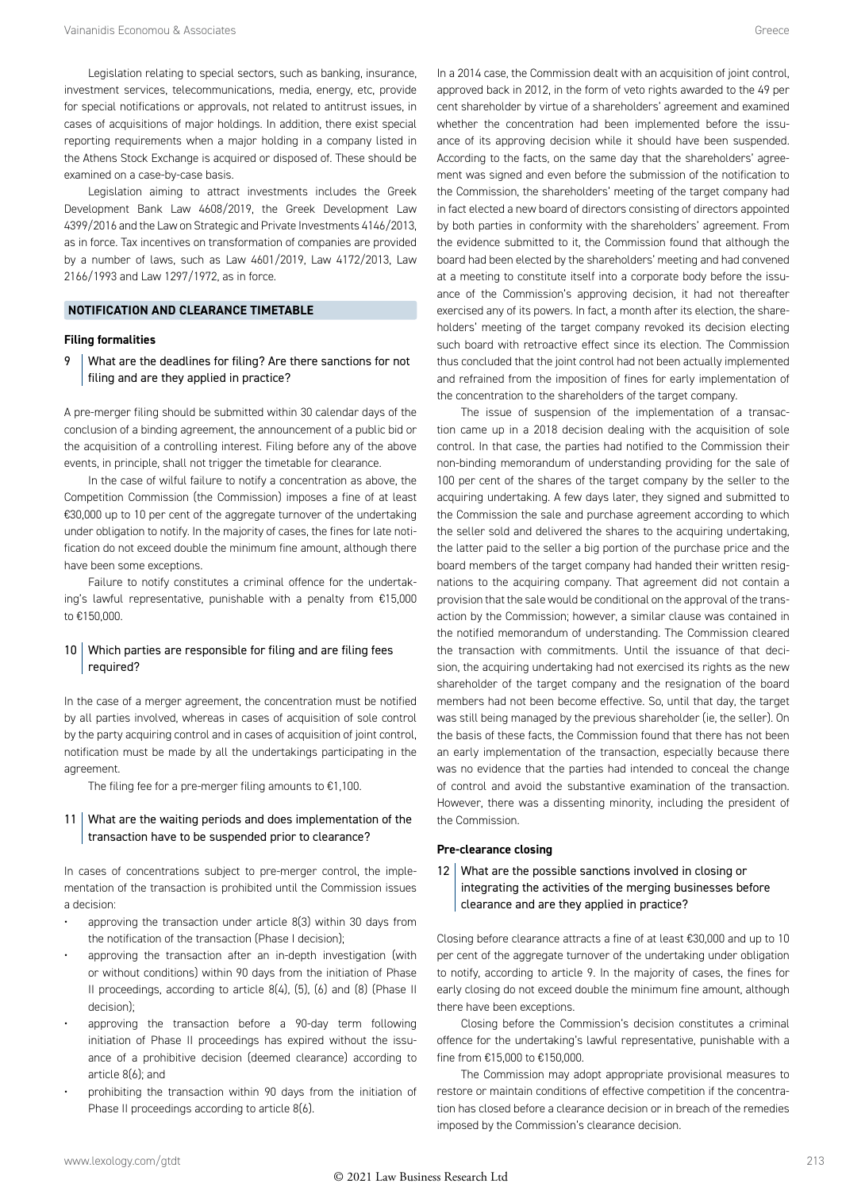Legislation relating to special sectors, such as banking, insurance, investment services, telecommunications, media, energy, etc, provide for special notifications or approvals, not related to antitrust issues, in cases of acquisitions of major holdings. In addition, there exist special reporting requirements when a major holding in a company listed in the Athens Stock Exchange is acquired or disposed of. These should be examined on a case-by-case basis.

Legislation aiming to attract investments includes the Greek Development Bank Law 4608/2019, the Greek Development Law 4399/2016 and the Law on Strategic and Private Investments 4146/2013, as in force. Tax incentives on transformation of companies are provided by a number of laws, such as Law 4601/2019, Law 4172/2013, Law 2166/1993 and Law 1297/1972, as in force.

## NOTIFICATION AND CLEARANCE TIMETABLE

### Filing formalities

**9 What are the deadlines for filing? Are there sanctions for not filing and are they applied in practice?**

A pre-merger filing should be submitted within 30 calendar days of the conclusion of a binding agreement, the announcement of a public bid or the acquisition of a controlling interest. Filing before any of the above events, in principle, shall not trigger the timetable for clearance.

In the case of wilful failure to notify a concentration as above, the Competition Commission (the Commission) imposes a fine of at least €30,000 up to 10 per cent of the aggregate turnover of the undertaking under obligation to notify. In the majority of cases, the fines for late notification do not exceed double the minimum fine amount, although there have been some exceptions.

Failure to notify constitutes a criminal offence for the undertaking's lawful representative, punishable with a penalty from €15,000 to €150,000.

**10 Which parties are responsible for filing and are filing fees required?**

In the case of a merger agreement, the concentration must be notified by all parties involved, whereas in cases of acquisition of sole control by the party acquiring control and in cases of acquisition of joint control, notification must be made by all the undertakings participating in the agreement.

The filing fee for a pre-merger filing amounts to €1,100.

**11 What are the waiting periods and does implementation of the transaction have to be suspended prior to clearance?**

In cases of concentrations subject to pre-merger control, the implementation of the transaction is prohibited until the Commission issues a decision:

- approving the transaction under article 8(3) within 30 days from the notification of the transaction (Phase I decision);
- approving the transaction after an in-depth investigation (with or without conditions) within 90 days from the initiation of Phase II proceedings, according to article 8(4), (5), (6) and (8) (Phase II decision);
- approving the transaction before a 90-day term following initiation of Phase II proceedings has expired without the issuance of a prohibitive decision (deemed clearance) according to article 8(6); and
- prohibiting the transaction within 90 days from the initiation of Phase II proceedings according to article 8(6).

In a 2014 case, the Commission dealt with an acquisition of joint control, approved back in 2012, in the form of veto rights awarded to the 49 per cent shareholder by virtue of a shareholders' agreement and examined whether the concentration had been implemented before the issuance of its approving decision while it should have been suspended. According to the facts, on the same day that the shareholders' agreement was signed and even before the submission of the notification to the Commission, the shareholders' meeting of the target company had in fact elected a new board of directors consisting of directors appointed by both parties in conformity with the shareholders' agreement. From the evidence submitted to it, the Commission found that although the board had been elected by the shareholders' meeting and had convened at a meeting to constitute itself into a corporate body before the issuance of the Commission's approving decision, it had not thereafter exercised any of its powers. In fact, a month after its election, the shareholders' meeting of the target company revoked its decision electing such board with retroactive effect since its election. The Commission thus concluded that the joint control had not been actually implemented and refrained from the imposition of fines for early implementation of the concentration to the shareholders of the target company.

The issue of suspension of the implementation of a transaction came up in a 2018 decision dealing with the acquisition of sole control. In that case, the parties had notified to the Commission their non-binding memorandum of understanding providing for the sale of 100 per cent of the shares of the target company by the seller to the acquiring undertaking. A few days later, they signed and submitted to the Commission the sale and purchase agreement according to which the seller sold and delivered the shares to the acquiring undertaking, the latter paid to the seller a big portion of the purchase price and the board members of the target company had handed their written resignations to the acquiring company. That agreement did not contain a provision that the sale would be conditional on the approval of the transaction by the Commission; however, a similar clause was contained in the notified memorandum of understanding. The Commission cleared the transaction with commitments. Until the issuance of that decision, the acquiring undertaking had not exercised its rights as the new shareholder of the target company and the resignation of the board members had not been become effective. So, until that day, the target was still being managed by the previous shareholder (ie, the seller). On the basis of these facts, the Commission found that there has not been an early implementation of the transaction, especially because there was no evidence that the parties had intended to conceal the change of control and avoid the substantive examination of the transaction. However, there was a dissenting minority, including the president of the Commission.

### Pre-clearance closing

**12 What are the possible sanctions involved in closing or integrating the activities of the merging businesses before clearance and are they applied in practice?**

Closing before clearance attracts a fine of at least €30,000 and up to 10 per cent of the aggregate turnover of the undertaking under obligation to notify, according to article 9. In the majority of cases, the fines for early closing do not exceed double the minimum fine amount, although there have been exceptions.

Closing before the Commission's decision constitutes a criminal offence for the undertaking's lawful representative, punishable with a fine from €15,000 to €150,000.

The Commission may adopt appropriate provisional measures to restore or maintain conditions of effective competition if the concentration has closed before a clearance decision or in breach of the remedies imposed by the Commission's clearance decision.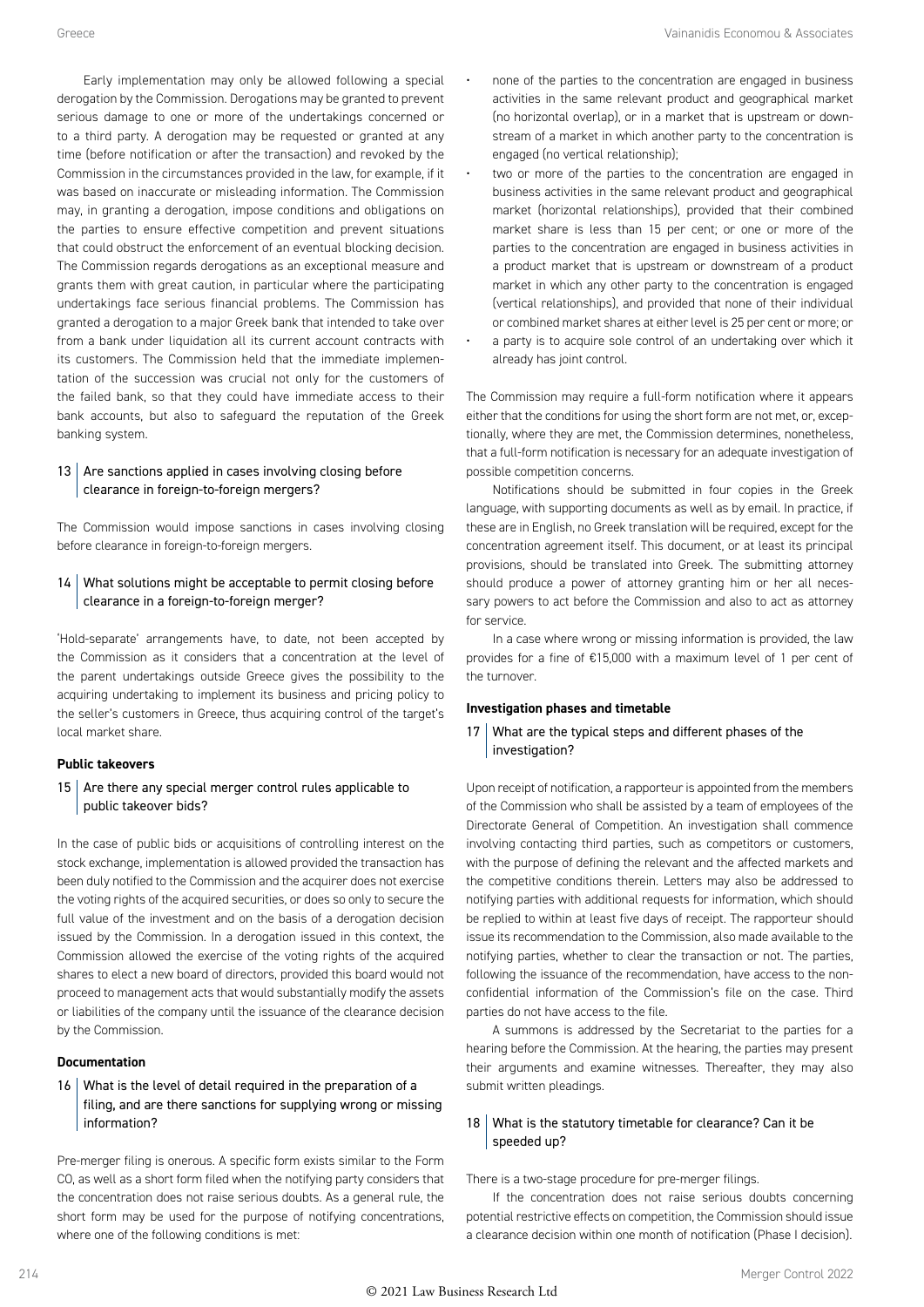Early implementation may only be allowed following a special derogation by the Commission. Derogations may be granted to prevent serious damage to one or more of the undertakings concerned or to a third party. A derogation may be requested or granted at any time (before notification or after the transaction) and revoked by the Commission in the circumstances provided in the law, for example, if it was based on inaccurate or misleading information. The Commission may, in granting a derogation, impose conditions and obligations on the parties to ensure effective competition and prevent situations that could obstruct the enforcement of an eventual blocking decision. The Commission regards derogations as an exceptional measure and grants them with great caution, in particular where the participating undertakings face serious financial problems. The Commission has granted a derogation to a major Greek bank that intended to take over from a bank under liquidation all its current account contracts with its customers. The Commission held that the immediate implementation of the succession was crucial not only for the customers of the failed bank, so that they could have immediate access to their bank accounts, but also to safeguard the reputation of the Greek banking system.

### 13 | Are sanctions applied in cases involving closing before clearance in foreign-to-foreign mergers?

The Commission would impose sanctions in cases involving closing before clearance in foreign-to-foreign mergers.

### 14 | What solutions might be acceptable to permit closing before clearance in a foreign-to-foreign merger?

'Hold-separate' arrangements have, to date, not been accepted by the Commission as it considers that a concentration at the level of the parent undertakings outside Greece gives the possibility to the acquiring undertaking to implement its business and pricing policy to the seller's customers in Greece, thus acquiring control of the target's local market share.

**Public takeovers**

### 15 | Are there any special merger control rules applicable to public takeover bids?

In the case of public bids or acquisitions of controlling interest on the stock exchange, implementation is allowed provided the transaction has been duly notified to the Commission and the acquirer does not exercise the voting rights of the acquired securities, or does so only to secure the full value of the investment and on the basis of a derogation decision issued by the Commission. In a derogation issued in this context, the Commission allowed the exercise of the voting rights of the acquired shares to elect a new board of directors, provided this board would not proceed to management acts that would substantially modify the assets or liabilities of the company until the issuance of the clearance decision by the Commission.

**Documentation**

### 16 | What is the level of detail required in the preparation of a filing, and are there sanctions for supplying wrong or missing information?

Pre-merger filing is onerous. A specific form exists similar to the Form CO, as well as a short form filed when the notifying party considers that the concentration does not raise serious doubts. As a general rule, the short form may be used for the purpose of notifying concentrations, where one of the following conditions is met:

- none of the parties to the concentration are engaged in business activities in the same relevant product and geographical market (no horizontal overlap), or in a market that is upstream or downstream of a market in which another party to the concentration is engaged (no vertical relationship);
- two or more of the parties to the concentration are engaged in business activities in the same relevant product and geographical market (horizontal relationships), provided that their combined market share is less than 15 per cent; or one or more of the parties to the concentration are engaged in business activities in a product market that is upstream or downstream of a product market in which any other party to the concentration is engaged (vertical relationships), and provided that none of their individual or combined market shares at either level is 25 per cent or more; or
- a party is to acquire sole control of an undertaking over which it already has joint control.

The Commission may require a full-form notification where it appears either that the conditions for using the short form are not met, or, exceptionally, where they are met, the Commission determines, nonetheless, that a full-form notification is necessary for an adequate investigation of possible competition concerns.

Notifications should be submitted in four copies in the Greek language, with supporting documents as well as by email. In practice, if these are in English, no Greek translation will be required, except for the concentration agreement itself. This document, or at least its principal provisions, should be translated into Greek. The submitting attorney should produce a power of attorney granting him or her all necessary powers to act before the Commission and also to act as attorney for service.

In a case where wrong or missing information is provided, the law provides for a fine of €15,000 with a maximum level of 1 per cent of the turnover.

**Investigation phases and timetable**

### 17 | What are the typical steps and different phases of the investigation?

Upon receipt of notification, a rapporteur is appointed from the members of the Commission who shall be assisted by a team of employees of the Directorate General of Competition. An investigation shall commence involving contacting third parties, such as competitors or customers, with the purpose of defining the relevant and the affected markets and the competitive conditions therein. Letters may also be addressed to notifying parties with additional requests for information, which should be replied to within at least five days of receipt. The rapporteur should issue its recommendation to the Commission, also made available to the notifying parties, whether to clear the transaction or not. The parties, following the issuance of the recommendation, have access to the non-confidential information of the Commission's file on the case. Third parties do not have access to the file.

A summons is addressed by the Secretariat to the parties for a hearing before the Commission. At the hearing, the parties may present their arguments and examine witnesses. Thereafter, they may also submit written pleadings.

### 18 | What is the statutory timetable for clearance? Can it be speeded up?

There is a two-stage procedure for pre-merger filings.

If the concentration does not raise serious doubts concerning potential restrictive effects on competition, the Commission should issue a clearance decision within one month of notification (Phase I decision).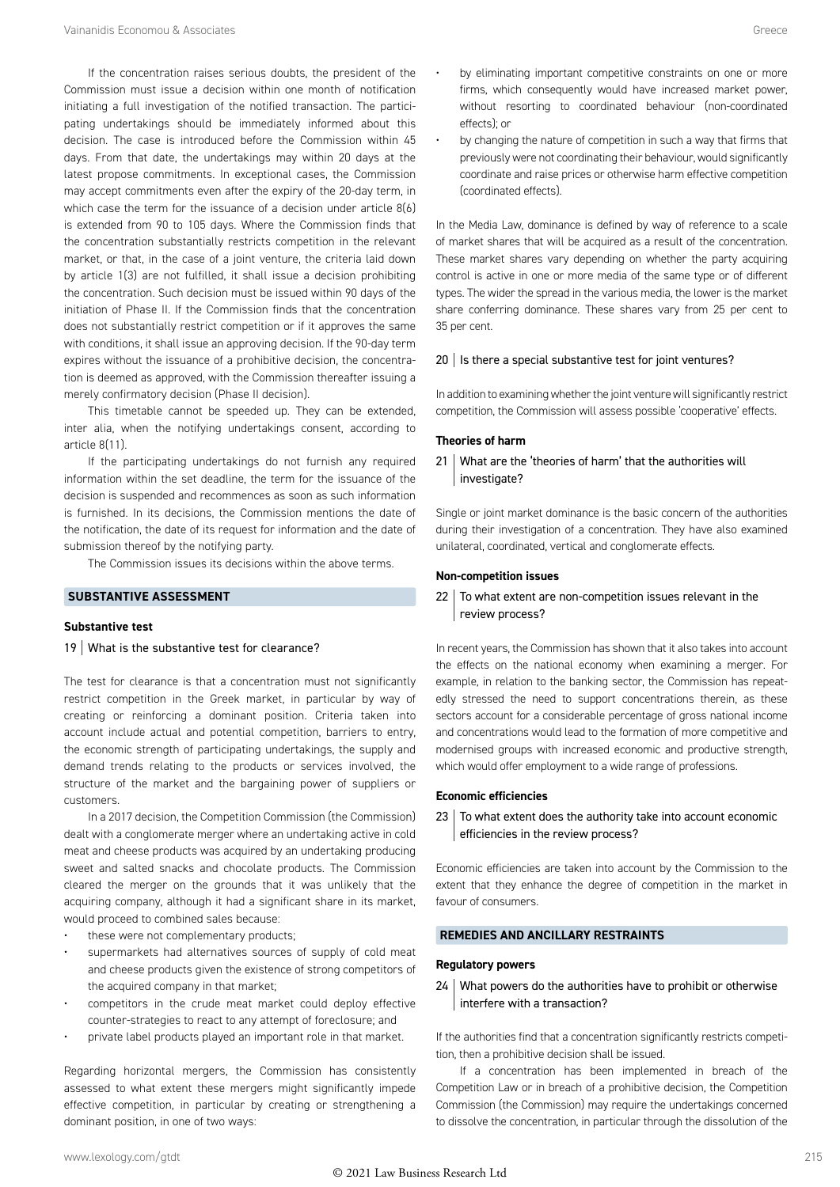If the concentration raises serious doubts, the president of the Commission must issue a decision within one month of notification initiating a full investigation of the notified transaction. The participating undertakings should be immediately informed about this decision. The case is introduced before the Commission within 45 days. From that date, the undertakings may within 20 days at the latest propose commitments. In exceptional cases, the Commission may accept commitments even after the expiry of the 20-day term, in which case the term for the issuance of a decision under article 8(6) is extended from 90 to 105 days. Where the Commission finds that the concentration substantially restricts competition in the relevant market, or that, in the case of a joint venture, the criteria laid down by article 1(3) are not fulfilled, it shall issue a decision prohibiting the concentration. Such decision must be issued within 90 days of the initiation of Phase II. If the Commission finds that the concentration does not substantially restrict competition or if it approves the same with conditions, it shall issue an approving decision. If the 90-day term expires without the issuance of a prohibitive decision, the concentration is deemed as approved, with the Commission thereafter issuing a merely confirmatory decision (Phase II decision).

This timetable cannot be speeded up. They can be extended, inter alia, when the notifying undertakings consent, according to article 8(11).

If the participating undertakings do not furnish any required information within the set deadline, the term for the issuance of the decision is suspended and recommences as soon as such information is furnished. In its decisions, the Commission mentions the date of the notification, the date of its request for information and the date of submission thereof by the notifying party.

The Commission issues its decisions within the above terms.

## SUBSTANTIVE ASSESSMENT

### Substantive test

#### 19 | What is the substantive test for clearance?

The test for clearance is that a concentration must not significantly restrict competition in the Greek market, in particular by way of creating or reinforcing a dominant position. Criteria taken into account include actual and potential competition, barriers to entry, the economic strength of participating undertakings, the supply and demand trends relating to the products or services involved, the structure of the market and the bargaining power of suppliers or customers.

In a 2017 decision, the Competition Commission (the Commission) dealt with a conglomerate merger where an undertaking active in cold meat and cheese products was acquired by an undertaking producing sweet and salted snacks and chocolate products. The Commission cleared the merger on the grounds that it was unlikely that the acquiring company, although it had a significant share in its market, would proceed to combined sales because:

- these were not complementary products;
- supermarkets had alternatives sources of supply of cold meat and cheese products given the existence of strong competitors of the acquired company in that market;
- competitors in the crude meat market could deploy effective counter-strategies to react to any attempt of foreclosure; and
- private label products played an important role in that market.

Regarding horizontal mergers, the Commission has consistently assessed to what extent these mergers might significantly impede effective competition, in particular by creating or strengthening a dominant position, in one of two ways:

- by eliminating important competitive constraints on one or more firms, which consequently would have increased market power, without resorting to coordinated behaviour (non-coordinated effects); or
- by changing the nature of competition in such a way that firms that previously were not coordinating their behaviour, would significantly coordinate and raise prices or otherwise harm effective competition (coordinated effects).

In the Media Law, dominance is defined by way of reference to a scale of market shares that will be acquired as a result of the concentration. These market shares vary depending on whether the party acquiring control is active in one or more media of the same type or of different types. The wider the spread in the various media, the lower is the market share conferring dominance. These shares vary from 25 per cent to 35 per cent.

#### 20 | Is there a special substantive test for joint ventures?

In addition to examining whether the joint venture will significantly restrict competition, the Commission will assess possible 'cooperative' effects.

### Theories of harm

#### 21 | What are the 'theories of harm' that the authorities will investigate?

Single or joint market dominance is the basic concern of the authorities during their investigation of a concentration. They have also examined unilateral, coordinated, vertical and conglomerate effects.

### Non-competition issues

#### 22 | To what extent are non-competition issues relevant in the review process?

In recent years, the Commission has shown that it also takes into account the effects on the national economy when examining a merger. For example, in relation to the banking sector, the Commission has repeatedly stressed the need to support concentrations therein, as these sectors account for a considerable percentage of gross national income and concentrations would lead to the formation of more competitive and modernised groups with increased economic and productive strength, which would offer employment to a wide range of professions.

### Economic efficiencies

#### 23 | To what extent does the authority take into account economic efficiencies in the review process?

Economic efficiencies are taken into account by the Commission to the extent that they enhance the degree of competition in the market in favour of consumers.

## REMEDIES AND ANCILLARY RESTRAINTS

### Regulatory powers

#### 24 | What powers do the authorities have to prohibit or otherwise interfere with a transaction?

If the authorities find that a concentration significantly restricts competition, then a prohibitive decision shall be issued.

If a concentration has been implemented in breach of the Competition Law or in breach of a prohibitive decision, the Competition Commission (the Commission) may require the undertakings concerned to dissolve the concentration, in particular through the dissolution of the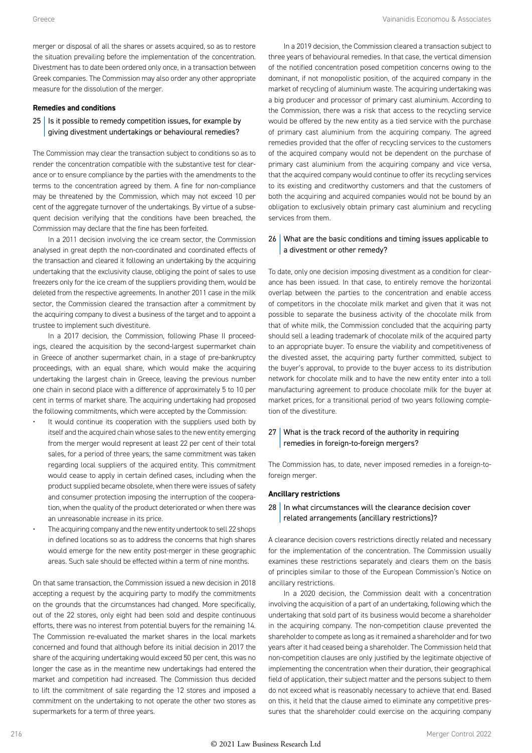merger or disposal of all the shares or assets acquired, so as to restore the situation prevailing before the implementation of the concentration. Divestment has to date been ordered only once, in a transaction between Greek companies. The Commission may also order any other appropriate measure for the dissolution of the merger.

**Remedies and conditions**

### 25 Is it possible to remedy competition issues, for example by giving divestment undertakings or behavioural remedies?

The Commission may clear the transaction subject to conditions so as to render the concentration compatible with the substantive test for clearance or to ensure compliance by the parties with the amendments to the terms to the concentration agreed by them. A fine for non-compliance may be threatened by the Commission, which may not exceed 10 per cent of the aggregate turnover of the undertakings. By virtue of a subsequent decision verifying that the conditions have been breached, the Commission may declare that the fine has been forfeited.

In a 2011 decision involving the ice cream sector, the Commission analysed in great depth the non-coordinated and coordinated effects of the transaction and cleared it following an undertaking by the acquiring undertaking that the exclusivity clause, obliging the point of sales to use freezers only for the ice cream of the suppliers providing them, would be deleted from the respective agreements. In another 2011 case in the milk sector, the Commission cleared the transaction after a commitment by the acquiring company to divest a business of the target and to appoint a trustee to implement such divestiture.

In a 2017 decision, the Commission, following Phase II proceedings, cleared the acquisition by the second-largest supermarket chain in Greece of another supermarket chain, in a stage of pre-bankruptcy proceedings, with an equal share, which would make the acquiring undertaking the largest chain in Greece, leaving the previous number one chain in second place with a difference of approximately 5 to 10 per cent in terms of market share. The acquiring undertaking had proposed the following commitments, which were accepted by the Commission:

- It would continue its cooperation with the suppliers used both by itself and the acquired chain whose sales to the new entity emerging from the merger would represent at least 22 per cent of their total sales, for a period of three years; the same commitment was taken regarding local suppliers of the acquired entity. This commitment would cease to apply in certain defined cases, including when the product supplied became obsolete, when there were issues of safety and consumer protection imposing the interruption of the cooperation, when the quality of the product deteriorated or when there was an unreasonable increase in its price.
- The acquiring company and the new entity undertook to sell 22 shops in defined locations so as to address the concerns that high shares would emerge for the new entity post-merger in these geographic areas. Such sale should be effected within a term of nine months.

On that same transaction, the Commission issued a new decision in 2018 accepting a request by the acquiring party to modify the commitments on the grounds that the circumstances had changed. More specifically, out of the 22 stores, only eight had been sold and despite continuous efforts, there was no interest from potential buyers for the remaining 14. The Commission re-evaluated the market shares in the local markets concerned and found that although before its initial decision in 2017 the share of the acquiring undertaking would exceed 50 per cent, this was no longer the case as in the meantime new undertakings had entered the market and competition had increased. The Commission thus decided to lift the commitment of sale regarding the 12 stores and imposed a commitment on the undertaking to not operate the other two stores as supermarkets for a term of three years.

In a 2019 decision, the Commission cleared a transaction subject to three years of behavioural remedies. In that case, the vertical dimension of the notified concentration posed competition concerns owing to the dominant, if not monopolistic position, of the acquired company in the market of recycling of aluminium waste. The acquiring undertaking was a big producer and processor of primary cast aluminium. According to the Commission, there was a risk that access to the recycling service would be offered by the new entity as a tied service with the purchase of primary cast aluminium from the acquiring company. The agreed remedies provided that the offer of recycling services to the customers of the acquired company would not be dependent on the purchase of primary cast aluminium from the acquiring company and vice versa, that the acquired company would continue to offer its recycling services to its existing and creditworthy customers and that the customers of both the acquiring and acquired companies would not be bound by an obligation to exclusively obtain primary cast aluminium and recycling services from them.

### 26 What are the basic conditions and timing issues applicable to a divestment or other remedy?

To date, only one decision imposing divestment as a condition for clearance has been issued. In that case, to entirely remove the horizontal overlap between the parties to the concentration and enable access of competitors in the chocolate milk market and given that it was not possible to separate the business activity of the chocolate milk from that of white milk, the Commission concluded that the acquiring party should sell a leading trademark of chocolate milk of the acquired party to an appropriate buyer. To ensure the viability and competitiveness of the divested asset, the acquiring party further committed, subject to the buyer's approval, to provide to the buyer access to its distribution network for chocolate milk and to have the new entity enter into a toll manufacturing agreement to produce chocolate milk for the buyer at market prices, for a transitional period of two years following completion of the divestiture.

### 27 What is the track record of the authority in requiring remedies in foreign-to-foreign mergers?

The Commission has, to date, never imposed remedies in a foreign-to-foreign merger.

**Ancillary restrictions**

### 28 In what circumstances will the clearance decision cover related arrangements (ancillary restrictions)?

A clearance decision covers restrictions directly related and necessary for the implementation of the concentration. The Commission usually examines these restrictions separately and clears them on the basis of principles similar to those of the European Commission's Notice on ancillary restrictions.

In a 2020 decision, the Commission dealt with a concentration involving the acquisition of a part of an undertaking, following which the undertaking that sold part of its business would become a shareholder in the acquiring company. The non-competition clause prevented the shareholder to compete as long as it remained a shareholder and for two years after it had ceased being a shareholder. The Commission held that non-competition clauses are only justified by the legitimate objective of implementing the concentration when their duration, their geographical field of application, their subject matter and the persons subject to them do not exceed what is reasonably necessary to achieve that end. Based on this, it held that the clause aimed to eliminate any competitive pressures that the shareholder could exercise on the acquiring company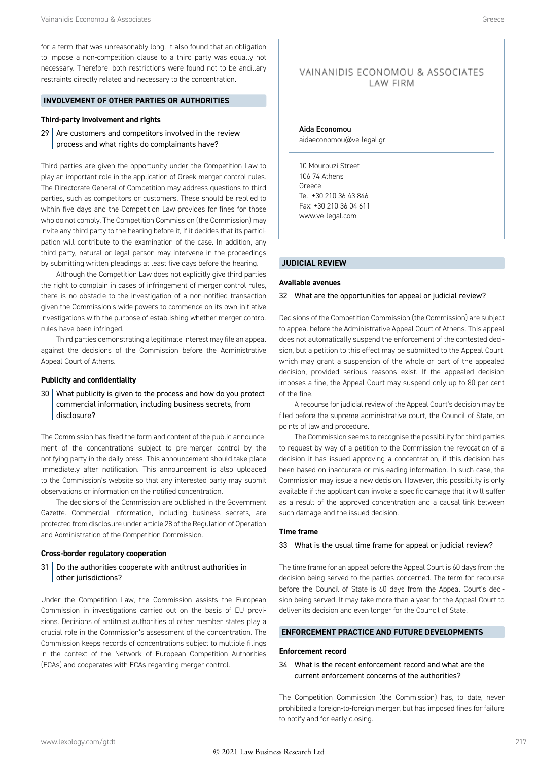for a term that was unreasonably long. It also found that an obligation to impose a non-competition clause to a third party was equally not necessary. Therefore, both restrictions were found not to be ancillary restraints directly related and necessary to the concentration.

## INVOLVEMENT OF OTHER PARTIES OR AUTHORITIES

### Third-party involvement and rights

**29 | Are customers and competitors involved in the review process and what rights do complainants have?**

Third parties are given the opportunity under the Competition Law to play an important role in the application of Greek merger control rules. The Directorate General of Competition may address questions to third parties, such as competitors or customers. These should be replied to within five days and the Competition Law provides for fines for those who do not comply. The Competition Commission (the Commission) may invite any third party to the hearing before it, if it decides that its participation will contribute to the examination of the case. In addition, any third party, natural or legal person may intervene in the proceedings by submitting written pleadings at least five days before the hearing.

Although the Competition Law does not explicitly give third parties the right to complain in cases of infringement of merger control rules, there is no obstacle to the investigation of a non-notified transaction given the Commission's wide powers to commence on its own initiative investigations with the purpose of establishing whether merger control rules have been infringed.

Third parties demonstrating a legitimate interest may file an appeal against the decisions of the Commission before the Administrative Appeal Court of Athens.

### Publicity and confidentiality

**30 | What publicity is given to the process and how do you protect commercial information, including business secrets, from disclosure?**

The Commission has fixed the form and content of the public announcement of the concentrations subject to pre-merger control by the notifying party in the daily press. This announcement should take place immediately after notification. This announcement is also uploaded to the Commission's website so that any interested party may submit observations or information on the notified concentration.

The decisions of the Commission are published in the Government Gazette. Commercial information, including business secrets, are protected from disclosure under article 28 of the Regulation of Operation and Administration of the Competition Commission.

### Cross-border regulatory cooperation

**31 | Do the authorities cooperate with antitrust authorities in other jurisdictions?**

Under the Competition Law, the Commission assists the European Commission in investigations carried out on the basis of EU provisions. Decisions of antitrust authorities of other member states play a crucial role in the Commission's assessment of the concentration. The Commission keeps records of concentrations subject to multiple filings in the context of the Network of European Competition Authorities (ECAs) and cooperates with ECAs regarding merger control.

VAINANIDIS ECONOMOU & ASSOCIATES LAW FIRM

**Aida Economou**
aidaeconomou@ve-legal.gr

10 Mourouzi Street
106 74 Athens
Greece
Tel: +30 210 36 43 846
Fax: +30 210 36 04 611
www.ve-legal.com

## JUDICIAL REVIEW

### Available avenues

**32 | What are the opportunities for appeal or judicial review?**

Decisions of the Competition Commission (the Commission) are subject to appeal before the Administrative Appeal Court of Athens. This appeal does not automatically suspend the enforcement of the contested decision, but a petition to this effect may be submitted to the Appeal Court, which may grant a suspension of the whole or part of the appealed decision, provided serious reasons exist. If the appealed decision imposes a fine, the Appeal Court may suspend only up to 80 per cent of the fine.

A recourse for judicial review of the Appeal Court's decision may be filed before the supreme administrative court, the Council of State, on points of law and procedure.

The Commission seems to recognise the possibility for third parties to request by way of a petition to the Commission the revocation of a decision it has issued approving a concentration, if this decision has been based on inaccurate or misleading information. In such case, the Commission may issue a new decision. However, this possibility is only available if the applicant can invoke a specific damage that it will suffer as a result of the approved concentration and a causal link between such damage and the issued decision.

### Time frame

**33 | What is the usual time frame for appeal or judicial review?**

The time frame for an appeal before the Appeal Court is 60 days from the decision being served to the parties concerned. The term for recourse before the Council of State is 60 days from the Appeal Court's decision being served. It may take more than a year for the Appeal Court to deliver its decision and even longer for the Council of State.

## ENFORCEMENT PRACTICE AND FUTURE DEVELOPMENTS

### Enforcement record

**34 | What is the recent enforcement record and what are the current enforcement concerns of the authorities?**

The Competition Commission (the Commission) has, to date, never prohibited a foreign-to-foreign merger, but has imposed fines for failure to notify and for early closing.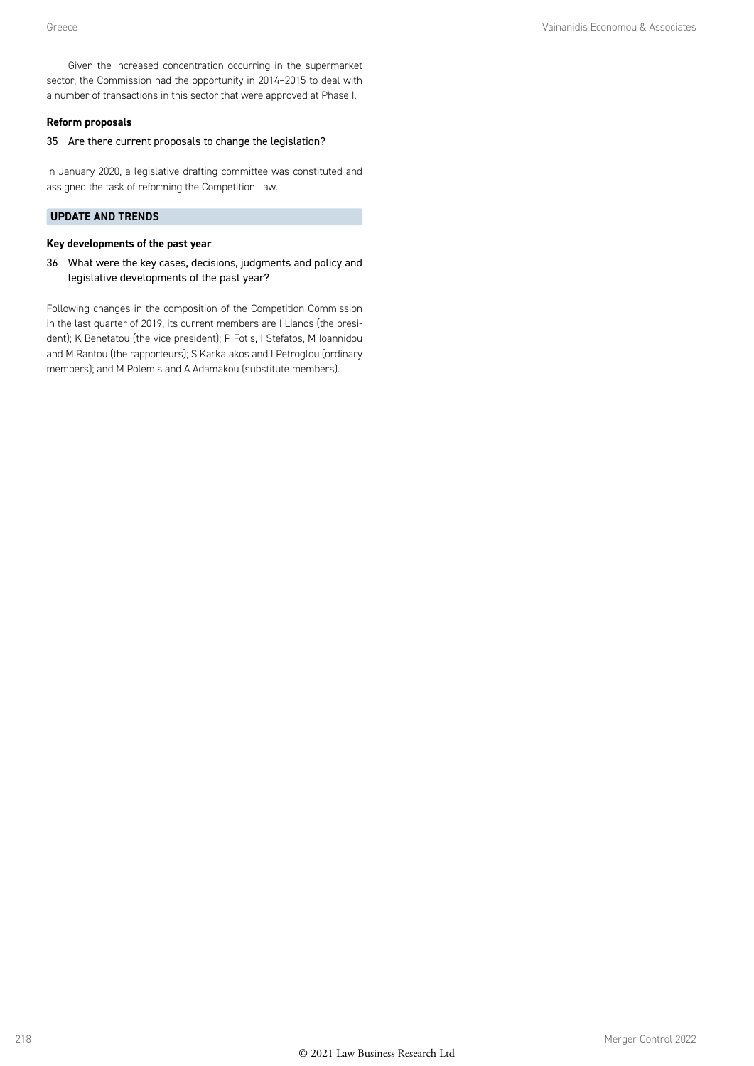Given the increased concentration occurring in the supermarket sector, the Commission had the opportunity in 2014–2015 to deal with a number of transactions in this sector that were approved at Phase I.

**Reform proposals**

35 | Are there current proposals to change the legislation?

In January 2020, a legislative drafting committee was constituted and assigned the task of reforming the Competition Law.

## UPDATE AND TRENDS

**Key developments of the past year**

36 | What were the key cases, decisions, judgments and policy and legislative developments of the past year?

Following changes in the composition of the Competition Commission in the last quarter of 2019, its current members are I Lianos (the president); K Benetatou (the vice president); P Fotis, I Stefatos, M Ioannidou and M Rantou (the rapporteurs); S Karkalakos and I Petroglou (ordinary members); and M Polemis and A Adamakou (substitute members).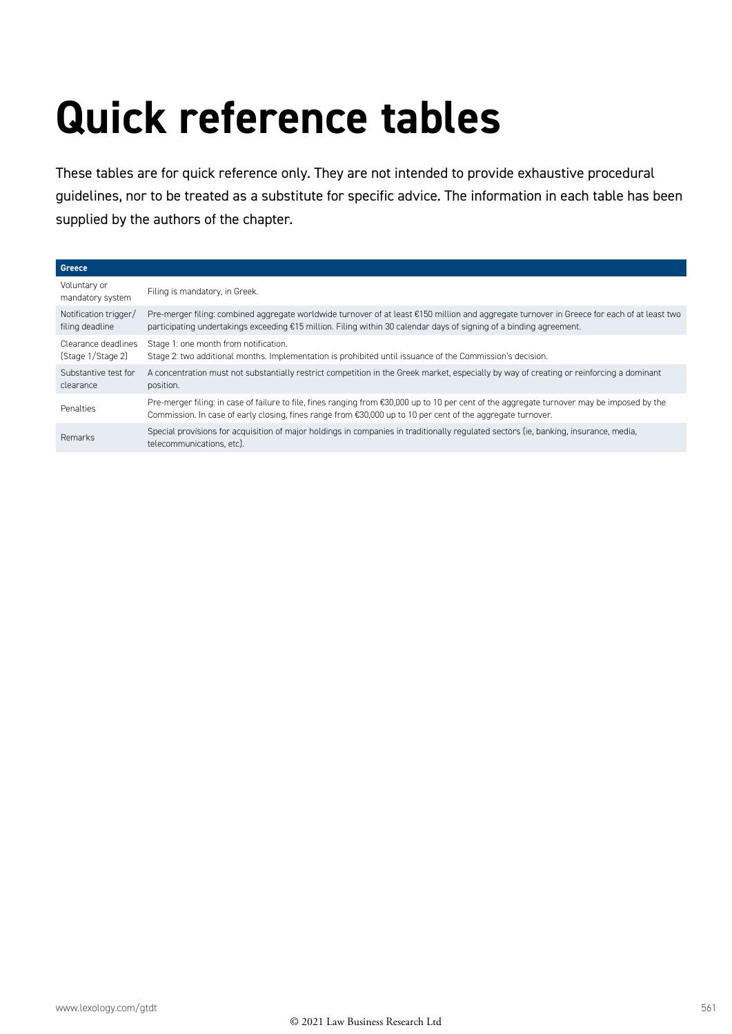# Quick reference tables

These tables are for quick reference only. They are not intended to provide exhaustive procedural guidelines, nor to be treated as a substitute for specific advice. The information in each table has been supplied by the authors of the chapter.

| Greece | |
|---|---|
| Voluntary or mandatory system | Filing is mandatory, in Greek. |
| Notification trigger/ filing deadline | Pre-merger filing: combined aggregate worldwide turnover of at least €150 million and aggregate turnover in Greece for each of at least two participating undertakings exceeding €15 million. Filing within 30 calendar days of signing of a binding agreement. |
| Clearance deadlines (Stage 1/Stage 2) | Stage 1: one month from notification.<br>Stage 2: two additional months. Implementation is prohibited until issuance of the Commission's decision. |
| Substantive test for clearance | A concentration must not substantially restrict competition in the Greek market, especially by way of creating or reinforcing a dominant position. |
| Penalties | Pre-merger filing: in case of failure to file, fines ranging from €30,000 up to 10 per cent of the aggregate turnover may be imposed by the Commission. In case of early closing, fines range from €30,000 up to 10 per cent of the aggregate turnover. |
| Remarks | Special provisions for acquisition of major holdings in companies in traditionally regulated sectors (ie, banking, insurance, media, telecommunications, etc). |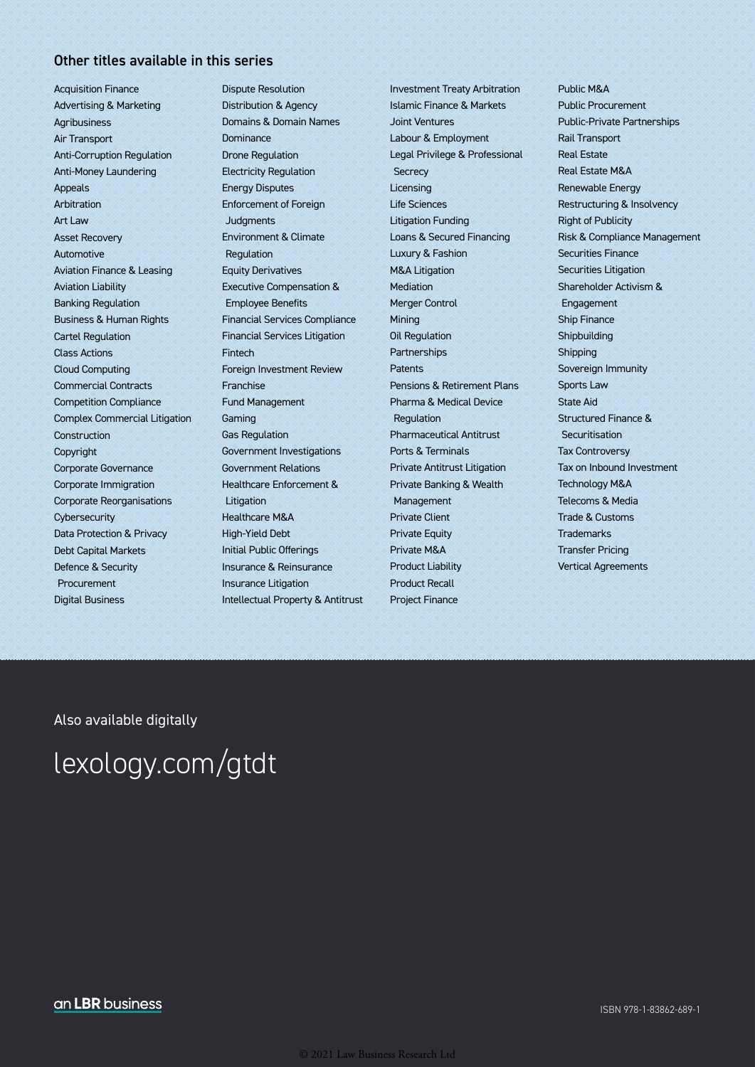## Other titles available in this series

- Acquisition Finance
- Advertising & Marketing
- Agribusiness
- Air Transport
- Anti-Corruption Regulation
- Anti-Money Laundering
- Appeals
- Arbitration
- Art Law
- Asset Recovery
- Automotive
- Aviation Finance & Leasing
- Aviation Liability
- Banking Regulation
- Business & Human Rights
- Cartel Regulation
- Class Actions
- Cloud Computing
- Commercial Contracts
- Competition Compliance
- Complex Commercial Litigation
- Construction
- Copyright
- Corporate Governance
- Corporate Immigration
- Corporate Reorganisations
- Cybersecurity
- Data Protection & Privacy
- Debt Capital Markets
- Defence & Security Procurement
- Digital Business
- Dispute Resolution
- Distribution & Agency
- Domains & Domain Names
- Dominance
- Drone Regulation
- Electricity Regulation
- Energy Disputes
- Enforcement of Foreign Judgments
- Environment & Climate Regulation
- Equity Derivatives
- Executive Compensation & Employee Benefits
- Financial Services Compliance
- Financial Services Litigation
- Fintech
- Foreign Investment Review
- Franchise
- Fund Management
- Gaming
- Gas Regulation
- Government Investigations
- Government Relations
- Healthcare Enforcement & Litigation
- Healthcare M&A
- High-Yield Debt
- Initial Public Offerings
- Insurance & Reinsurance
- Insurance Litigation
- Intellectual Property & Antitrust
- Investment Treaty Arbitration
- Islamic Finance & Markets
- Joint Ventures
- Labour & Employment
- Legal Privilege & Professional Secrecy
- Licensing
- Life Sciences
- Litigation Funding
- Loans & Secured Financing
- Luxury & Fashion
- M&A Litigation
- Mediation
- Merger Control
- Mining
- Oil Regulation
- Partnerships
- Patents
- Pensions & Retirement Plans
- Pharma & Medical Device Regulation
- Pharmaceutical Antitrust
- Ports & Terminals
- Private Antitrust Litigation
- Private Banking & Wealth Management
- Private Client
- Private Equity
- Private M&A
- Product Liability
- Product Recall
- Project Finance
- Public M&A
- Public Procurement
- Public-Private Partnerships
- Rail Transport
- Real Estate
- Real Estate M&A
- Renewable Energy
- Restructuring & Insolvency
- Right of Publicity
- Risk & Compliance Management
- Securities Finance
- Securities Litigation
- Shareholder Activism & Engagement
- Ship Finance
- Shipbuilding
- Shipping
- Sovereign Immunity
- Sports Law
- State Aid
- Structured Finance & Securitisation
- Tax Controversy
- Tax on Inbound Investment
- Technology M&A
- Telecoms & Media
- Trade & Customs
- Trademarks
- Transfer Pricing
- Vertical Agreements

Also available digitally

lexology.com/gtdt

an LBR business

ISBN 978-1-83862-689-1

© 2021 Law Business Research Ltd